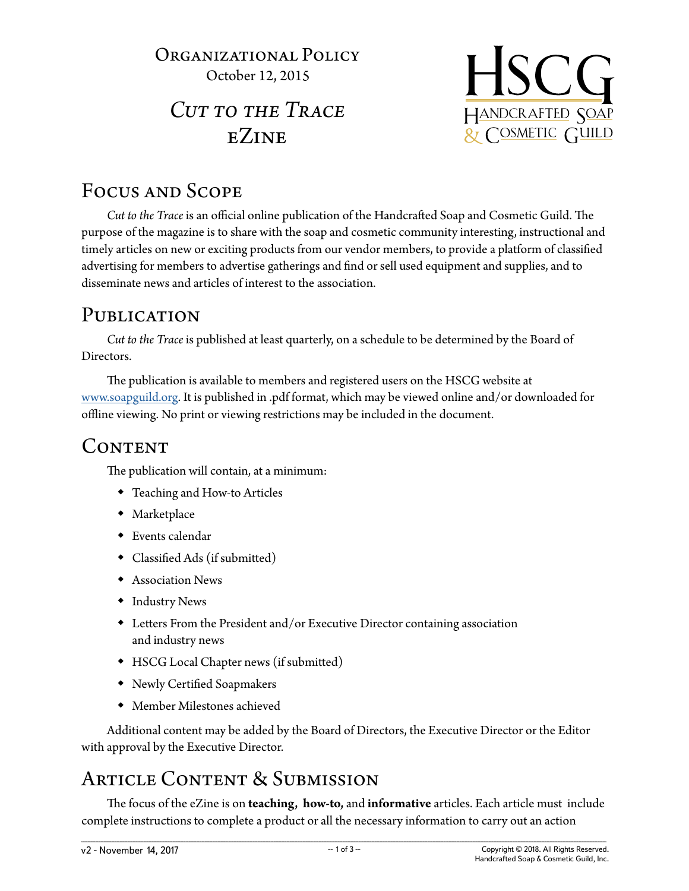# Organizational Policy

October 12, 2015

# *Cut to the Trace* eZine

HSCG
Handcrafted Soap & Cosmetic Guild

## Focus and Scope

*Cut to the Trace* is an official online publication of the Handcrafted Soap and Cosmetic Guild. The purpose of the magazine is to share with the soap and cosmetic community interesting, instructional and timely articles on new or exciting products from our vendor members, to provide a platform of classified advertising for members to advertise gatherings and find or sell used equipment and supplies, and to disseminate news and articles of interest to the association.

## Publication

*Cut to the Trace* is published at least quarterly, on a schedule to be determined by the Board of Directors.

The publication is available to members and registered users on the HSCG website at [www.soapguild.org](http://www.soapguild.org). It is published in .pdf format, which may be viewed online and/or downloaded for offline viewing. No print or viewing restrictions may be included in the document.

## Content

The publication will contain, at a minimum:

- Teaching and How-to Articles
- Marketplace
- Events calendar
- Classified Ads (if submitted)
- Association News
- Industry News
- Letters From the President and/or Executive Director containing association and industry news
- HSCG Local Chapter news (if submitted)
- Newly Certified Soapmakers
- Member Milestones achieved

Additional content may be added by the Board of Directors, the Executive Director or the Editor with approval by the Executive Director.

## Article Content & Submission

The focus of the eZine is on **teaching**, **how-to,** and **informative** articles. Each article must include complete instructions to complete a product or all the necessary information to carry out an action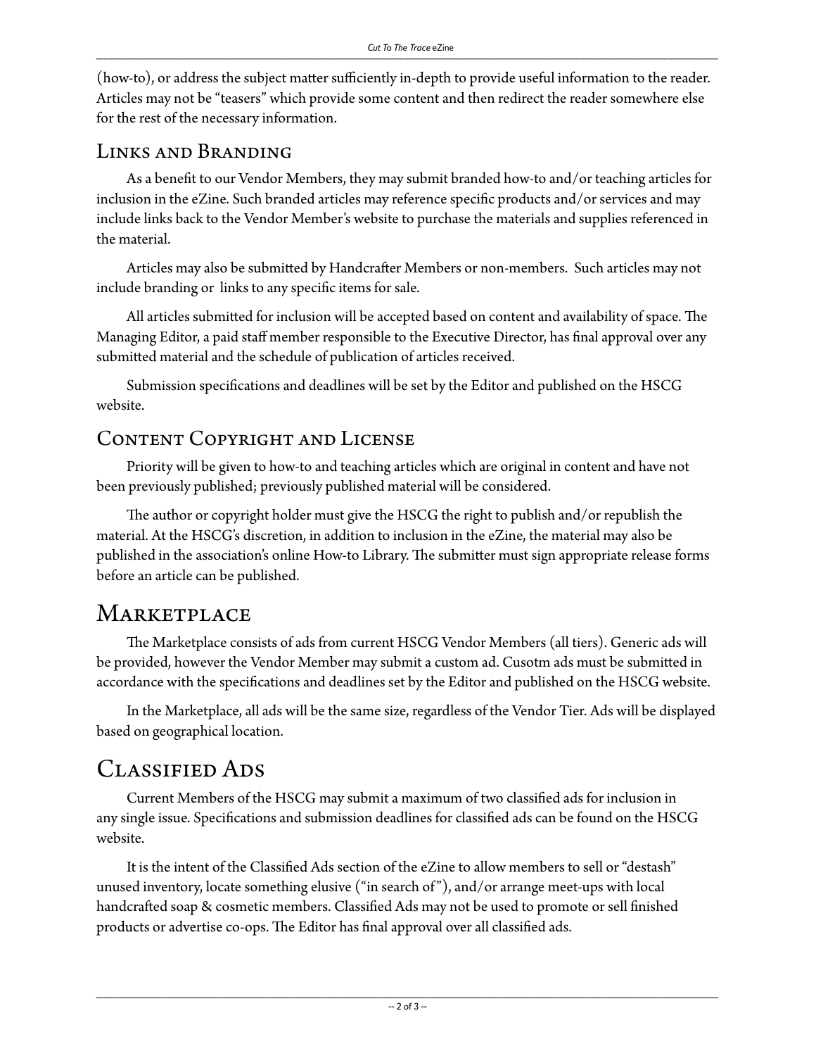(how-to), or address the subject matter sufficiently in-depth to provide useful information to the reader. Articles may not be "teasers" which provide some content and then redirect the reader somewhere else for the rest of the necessary information.

### Links and Branding

As a benefit to our Vendor Members, they may submit branded how-to and/or teaching articles for inclusion in the eZine. Such branded articles may reference specific products and/or services and may include links back to the Vendor Member's website to purchase the materials and supplies referenced in the material.

Articles may also be submitted by Handcrafter Members or non-members. Such articles may not include branding or links to any specific items for sale.

All articles submitted for inclusion will be accepted based on content and availability of space. The Managing Editor, a paid staff member responsible to the Executive Director, has final approval over any submitted material and the schedule of publication of articles received.

Submission specifications and deadlines will be set by the Editor and published on the HSCG website.

### Content Copyright and License

Priority will be given to how-to and teaching articles which are original in content and have not been previously published; previously published material will be considered.

The author or copyright holder must give the HSCG the right to publish and/or republish the material. At the HSCG's discretion, in addition to inclusion in the eZine, the material may also be published in the association's online How-to Library. The submitter must sign appropriate release forms before an article can be published.

## Marketplace

The Marketplace consists of ads from current HSCG Vendor Members (all tiers). Generic ads will be provided, however the Vendor Member may submit a custom ad. Cusotm ads must be submitted in accordance with the specifications and deadlines set by the Editor and published on the HSCG website.

In the Marketplace, all ads will be the same size, regardless of the Vendor Tier. Ads will be displayed based on geographical location.

## Classified Ads

Current Members of the HSCG may submit a maximum of two classified ads for inclusion in any single issue. Specifications and submission deadlines for classified ads can be found on the HSCG website.

It is the intent of the Classified Ads section of the eZine to allow members to sell or "destash" unused inventory, locate something elusive ("in search of"), and/or arrange meet-ups with local handcrafted soap & cosmetic members. Classified Ads may not be used to promote or sell finished products or advertise co-ops. The Editor has final approval over all classified ads.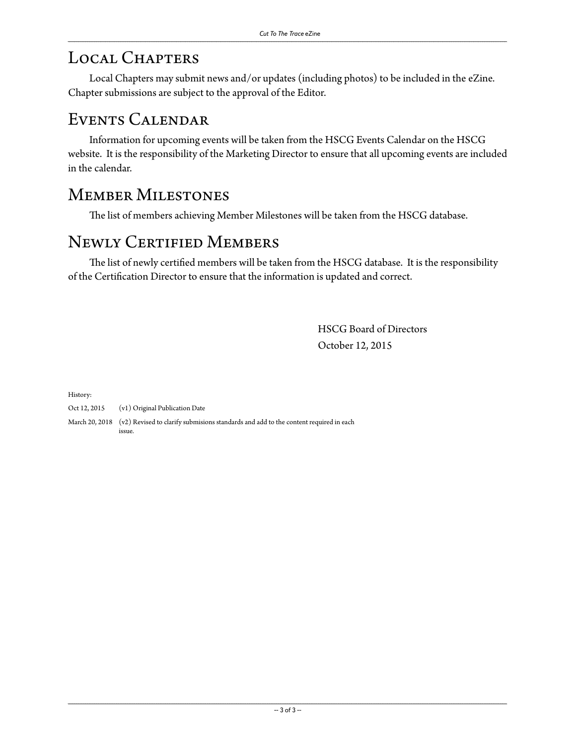## Local Chapters

Local Chapters may submit news and/or updates (including photos) to be included in the eZine. Chapter submissions are subject to the approval of the Editor.

## Events Calendar

Information for upcoming events will be taken from the HSCG Events Calendar on the HSCG website. It is the responsibility of the Marketing Director to ensure that all upcoming events are included in the calendar.

## Member Milestones

The list of members achieving Member Milestones will be taken from the HSCG database.

## Newly Certified Members

The list of newly certified members will be taken from the HSCG database. It is the responsibility of the Certification Director to ensure that the information is updated and correct.

HSCG Board of Directors
October 12, 2015

History:

| | |
|---|---|
| Oct 12, 2015 | (v1) Original Publication Date |
| March 20, 2018 | (v2) Revised to clarify submisions standards and add to the content required in each issue. |